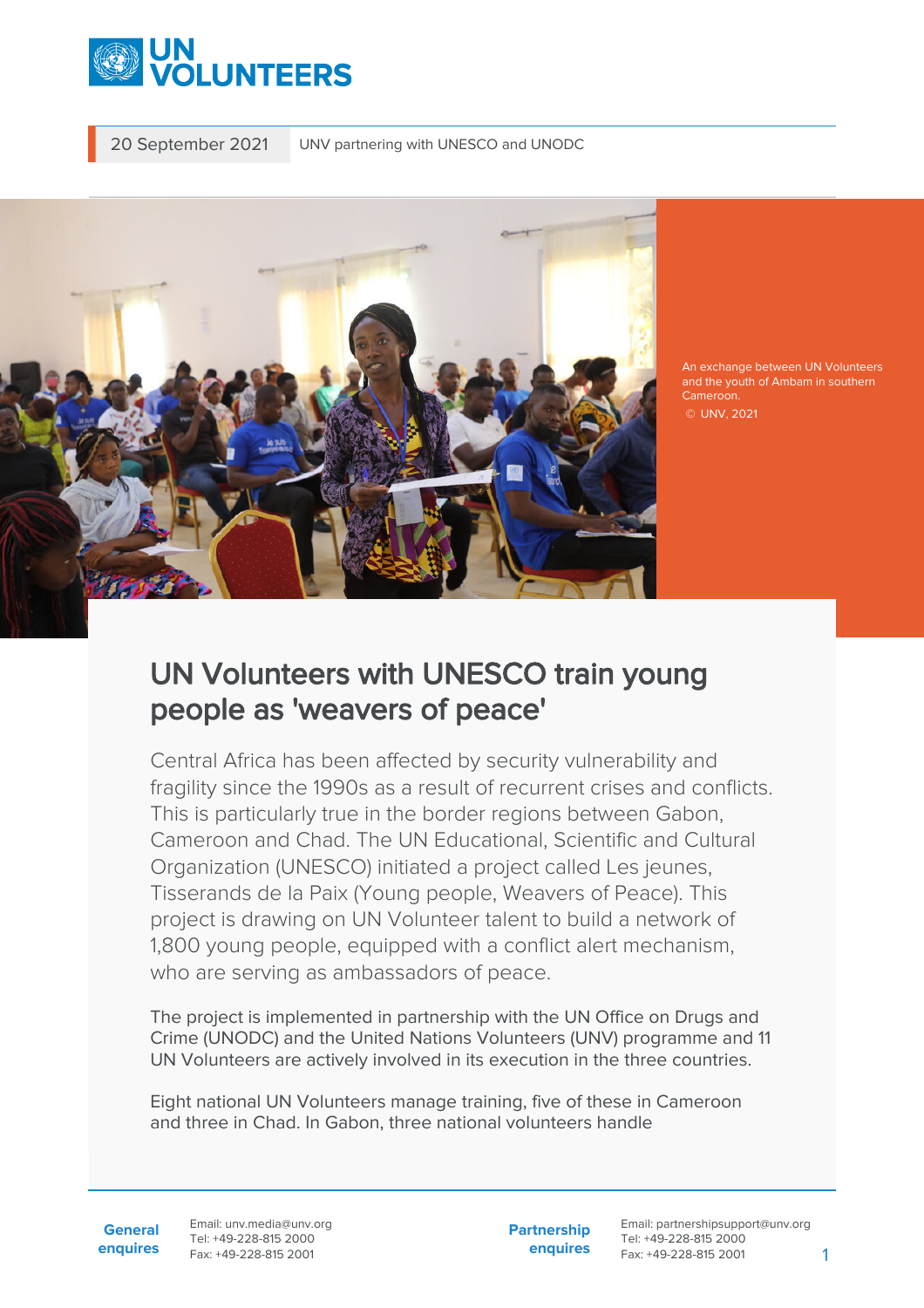20 September 2021 | UNV partnering with UNESCO and UNODC

An exchange between UN Volunteers and the youth of Ambam in southern Cameroon.
© UNV, 2021

# UN Volunteers with UNESCO train young people as 'weavers of peace'

Central Africa has been affected by security vulnerability and fragility since the 1990s as a result of recurrent crises and conflicts. This is particularly true in the border regions between Gabon, Cameroon and Chad. The UN Educational, Scientific and Cultural Organization (UNESCO) initiated a project called Les jeunes, Tisserands de la Paix (Young people, Weavers of Peace). This project is drawing on UN Volunteer talent to build a network of 1,800 young people, equipped with a conflict alert mechanism, who are serving as ambassadors of peace.

The project is implemented in partnership with the UN Office on Drugs and Crime (UNODC) and the United Nations Volunteers (UNV) programme and 11 UN Volunteers are actively involved in its execution in the three countries.

Eight national UN Volunteers manage training, five of these in Cameroon and three in Chad. In Gabon, three national volunteers handle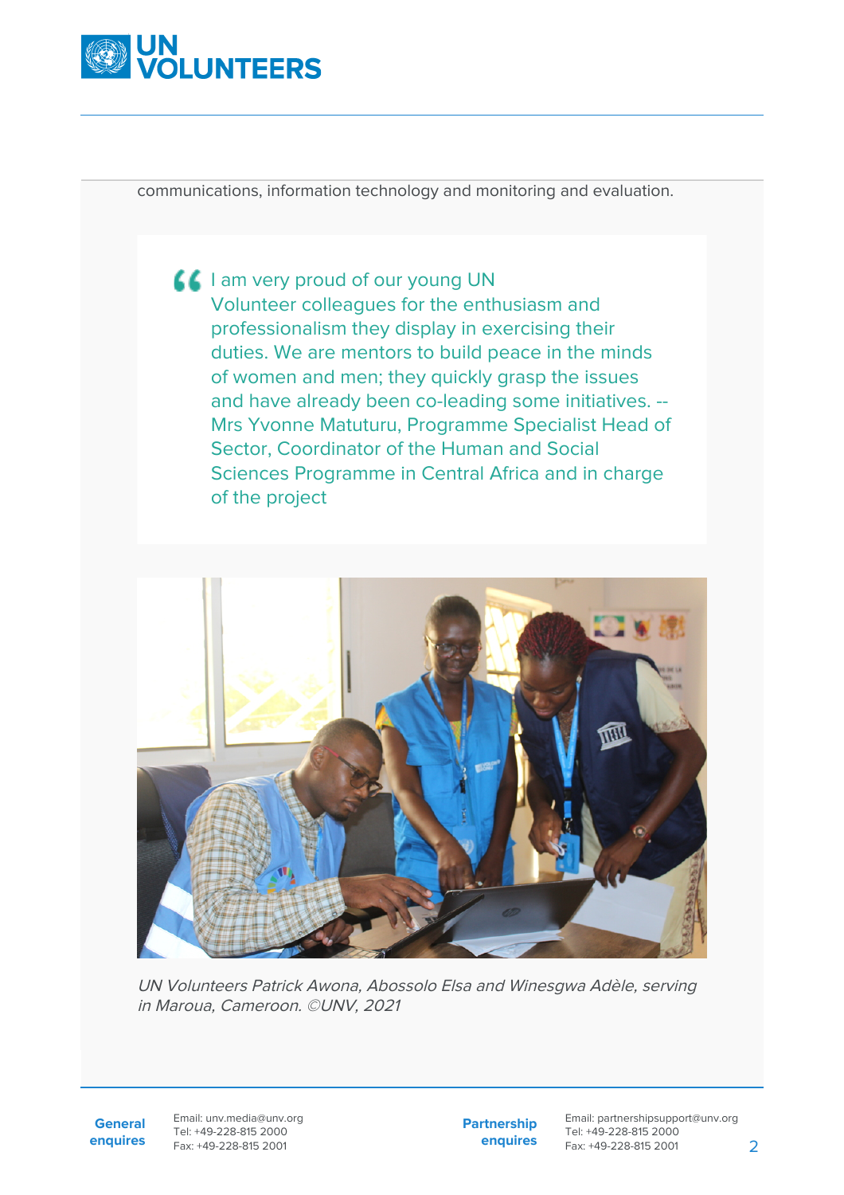communications, information technology and monitoring and evaluation.

> I am very proud of our young UN Volunteer colleagues for the enthusiasm and professionalism they display in exercising their duties. We are mentors to build peace in the minds of women and men; they quickly grasp the issues and have already been co-leading some initiatives. -- Mrs Yvonne Matuturu, Programme Specialist Head of Sector, Coordinator of the Human and Social Sciences Programme in Central Africa and in charge of the project

*UN Volunteers Patrick Awona, Abossolo Elsa and Winesgwa Adèle, serving in Maroua, Cameroon. ©UNV, 2021*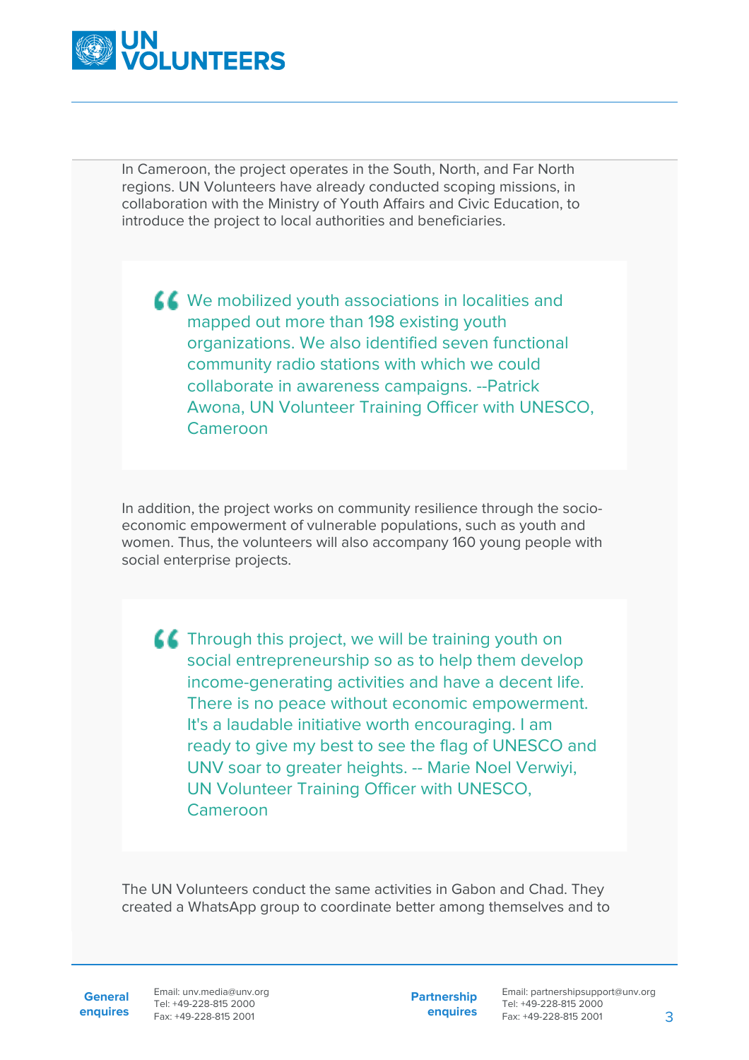In Cameroon, the project operates in the South, North, and Far North regions. UN Volunteers have already conducted scoping missions, in collaboration with the Ministry of Youth Affairs and Civic Education, to introduce the project to local authorities and beneficiaries.

> We mobilized youth associations in localities and mapped out more than 198 existing youth organizations. We also identified seven functional community radio stations with which we could collaborate in awareness campaigns. --Patrick Awona, UN Volunteer Training Officer with UNESCO, Cameroon

In addition, the project works on community resilience through the socio-economic empowerment of vulnerable populations, such as youth and women. Thus, the volunteers will also accompany 160 young people with social enterprise projects.

> Through this project, we will be training youth on social entrepreneurship so as to help them develop income-generating activities and have a decent life. There is no peace without economic empowerment. It's a laudable initiative worth encouraging. I am ready to give my best to see the flag of UNESCO and UNV soar to greater heights. -- Marie Noel Verwiyi, UN Volunteer Training Officer with UNESCO, Cameroon

The UN Volunteers conduct the same activities in Gabon and Chad. They created a WhatsApp group to coordinate better among themselves and to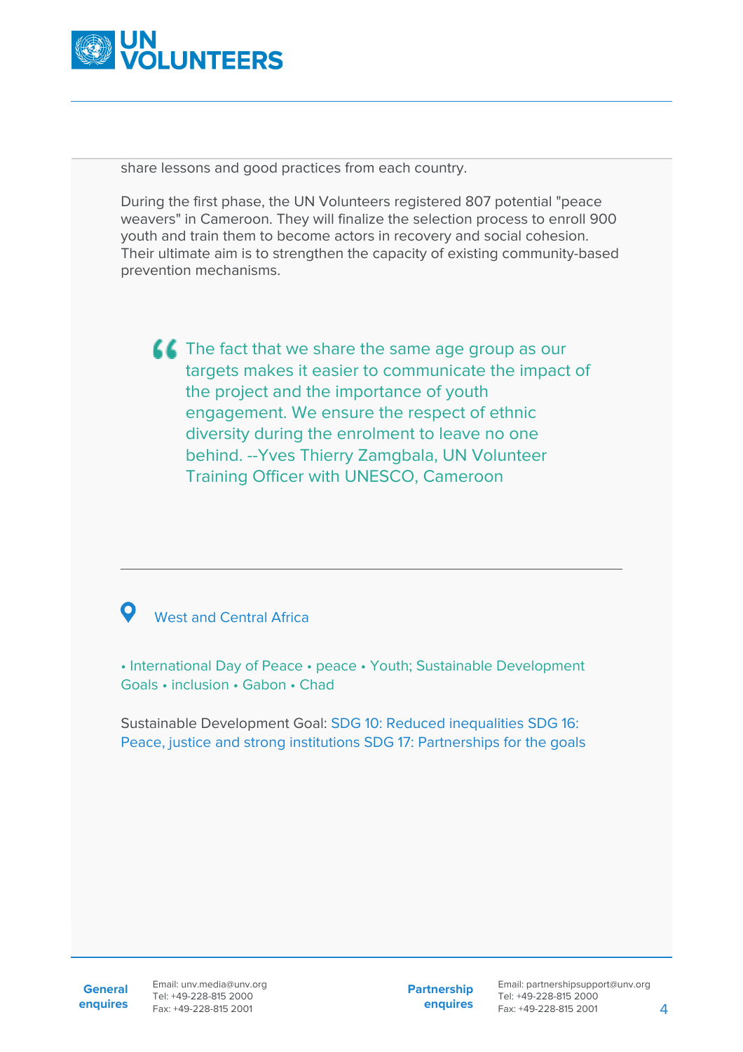share lessons and good practices from each country.

During the first phase, the UN Volunteers registered 807 potential "peace weavers" in Cameroon. They will finalize the selection process to enroll 900 youth and train them to become actors in recovery and social cohesion. Their ultimate aim is to strengthen the capacity of existing community-based prevention mechanisms.

> The fact that we share the same age group as our targets makes it easier to communicate the impact of the project and the importance of youth engagement. We ensure the respect of ethnic diversity during the enrolment to leave no one behind. --Yves Thierry Zamgbala, UN Volunteer Training Officer with UNESCO, Cameroon

---

West and Central Africa

• International Day of Peace • peace • Youth; Sustainable Development Goals • inclusion • Gabon • Chad

Sustainable Development Goal: SDG 10: Reduced inequalities SDG 16: Peace, justice and strong institutions SDG 17: Partnerships for the goals

**General enquires**
Email: unv.media@unv.org
Tel: +49-228-815 2000
Fax: +49-228-815 2001

**Partnership enquires**
Email: partnershipsupport@unv.org
Tel: +49-228-815 2000
Fax: +49-228-815 2001